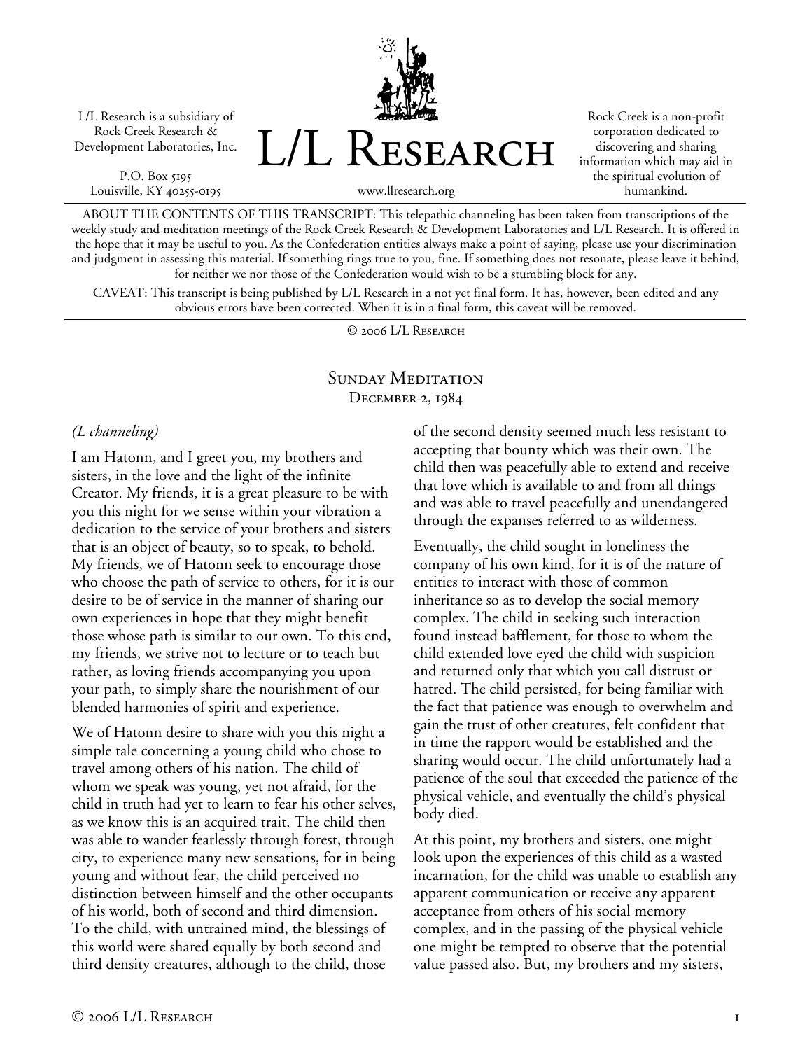L/L Research is a subsidiary of Rock Creek Research & Development Laboratories, Inc.

P.O. Box 5195
Louisville, KY 40255-0195

# L/L Research

www.llresearch.org

Rock Creek is a non-profit corporation dedicated to discovering and sharing information which may aid in the spiritual evolution of humankind.

ABOUT THE CONTENTS OF THIS TRANSCRIPT: This telepathic channeling has been taken from transcriptions of the weekly study and meditation meetings of the Rock Creek Research & Development Laboratories and L/L Research. It is offered in the hope that it may be useful to you. As the Confederation entities always make a point of saying, please use your discrimination and judgment in assessing this material. If something rings true to you, fine. If something does not resonate, please leave it behind, for neither we nor those of the Confederation would wish to be a stumbling block for any.

CAVEAT: This transcript is being published by L/L Research in a not yet final form. It has, however, been edited and any obvious errors have been corrected. When it is in a final form, this caveat will be removed.

© 2006 L/L Research

## Sunday Meditation
### December 2, 1984

*(L channeling)*

I am Hatonn, and I greet you, my brothers and sisters, in the love and the light of the infinite Creator. My friends, it is a great pleasure to be with you this night for we sense within your vibration a dedication to the service of your brothers and sisters that is an object of beauty, so to speak, to behold. My friends, we of Hatonn seek to encourage those who choose the path of service to others, for it is our desire to be of service in the manner of sharing our own experiences in hope that they might benefit those whose path is similar to our own. To this end, my friends, we strive not to lecture or to teach but rather, as loving friends accompanying you upon your path, to simply share the nourishment of our blended harmonies of spirit and experience.

We of Hatonn desire to share with you this night a simple tale concerning a young child who chose to travel among others of his nation. The child of whom we speak was young, yet not afraid, for the child in truth had yet to learn to fear his other selves, as we know this is an acquired trait. The child then was able to wander fearlessly through forest, through city, to experience many new sensations, for in being young and without fear, the child perceived no distinction between himself and the other occupants of his world, both of second and third dimension. To the child, with untrained mind, the blessings of this world were shared equally by both second and third density creatures, although to the child, those of the second density seemed much less resistant to accepting that bounty which was their own. The child then was peacefully able to extend and receive that love which is available to and from all things and was able to travel peacefully and unendangered through the expanses referred to as wilderness.

Eventually, the child sought in loneliness the company of his own kind, for it is of the nature of entities to interact with those of common inheritance so as to develop the social memory complex. The child in seeking such interaction found instead bafflement, for those to whom the child extended love eyed the child with suspicion and returned only that which you call distrust or hatred. The child persisted, for being familiar with the fact that patience was enough to overwhelm and gain the trust of other creatures, felt confident that in time the rapport would be established and the sharing would occur. The child unfortunately had a patience of the soul that exceeded the patience of the physical vehicle, and eventually the child's physical body died.

At this point, my brothers and sisters, one might look upon the experiences of this child as a wasted incarnation, for the child was unable to establish any apparent communication or receive any apparent acceptance from others of his social memory complex, and in the passing of the physical vehicle one might be tempted to observe that the potential value passed also. But, my brothers and my sisters,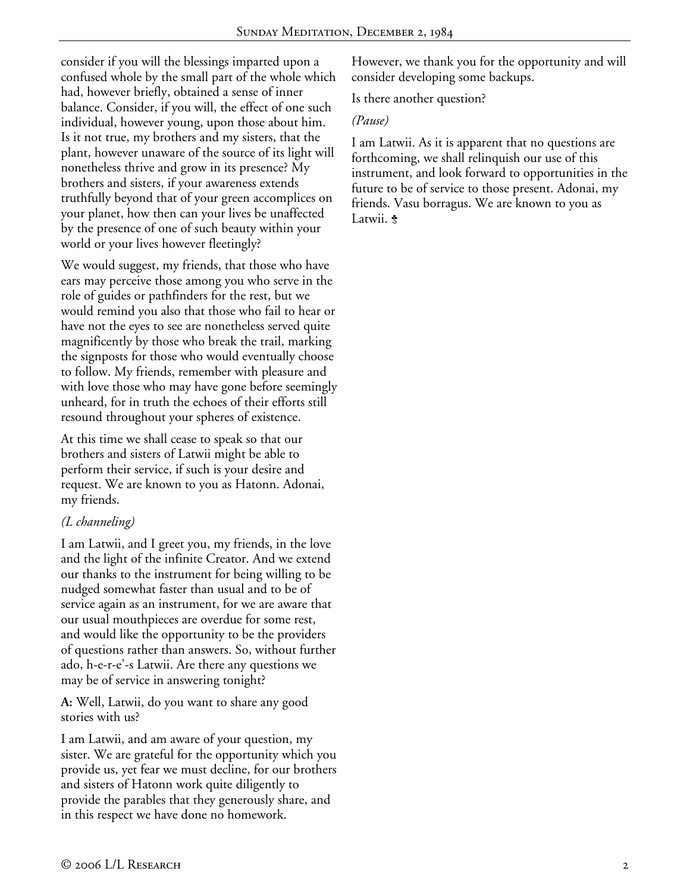consider if you will the blessings imparted upon a confused whole by the small part of the whole which had, however briefly, obtained a sense of inner balance. Consider, if you will, the effect of one such individual, however young, upon those about him. Is it not true, my brothers and my sisters, that the plant, however unaware of the source of its light will nonetheless thrive and grow in its presence? My brothers and sisters, if your awareness extends truthfully beyond that of your green accomplices on your planet, how then can your lives be unaffected by the presence of one of such beauty within your world or your lives however fleetingly?

We would suggest, my friends, that those who have ears may perceive those among you who serve in the role of guides or pathfinders for the rest, but we would remind you also that those who fail to hear or have not the eyes to see are nonetheless served quite magnificently by those who break the trail, marking the signposts for those who would eventually choose to follow. My friends, remember with pleasure and with love those who may have gone before seemingly unheard, for in truth the echoes of their efforts still resound throughout your spheres of existence.

At this time we shall cease to speak so that our brothers and sisters of Latwii might be able to perform their service, if such is your desire and request. We are known to you as Hatonn. Adonai, my friends.

*(L channeling)*

I am Latwii, and I greet you, my friends, in the love and the light of the infinite Creator. And we extend our thanks to the instrument for being willing to be nudged somewhat faster than usual and to be of service again as an instrument, for we are aware that our usual mouthpieces are overdue for some rest, and would like the opportunity to be the providers of questions rather than answers. So, without further ado, h-e-r-e'-s Latwii. Are there any questions we may be of service in answering tonight?

**A:** Well, Latwii, do you want to share any good stories with us?

I am Latwii, and am aware of your question, my sister. We are grateful for the opportunity which you provide us, yet fear we must decline, for our brothers and sisters of Hatonn work quite diligently to provide the parables that they generously share, and in this respect we have done no homework. However, we thank you for the opportunity and will consider developing some backups.

Is there another question?

*(Pause)*

I am Latwii. As it is apparent that no questions are forthcoming, we shall relinquish our use of this instrument, and look forward to opportunities in the future to be of service to those present. Adonai, my friends. Vasu borragus. We are known to you as Latwii.